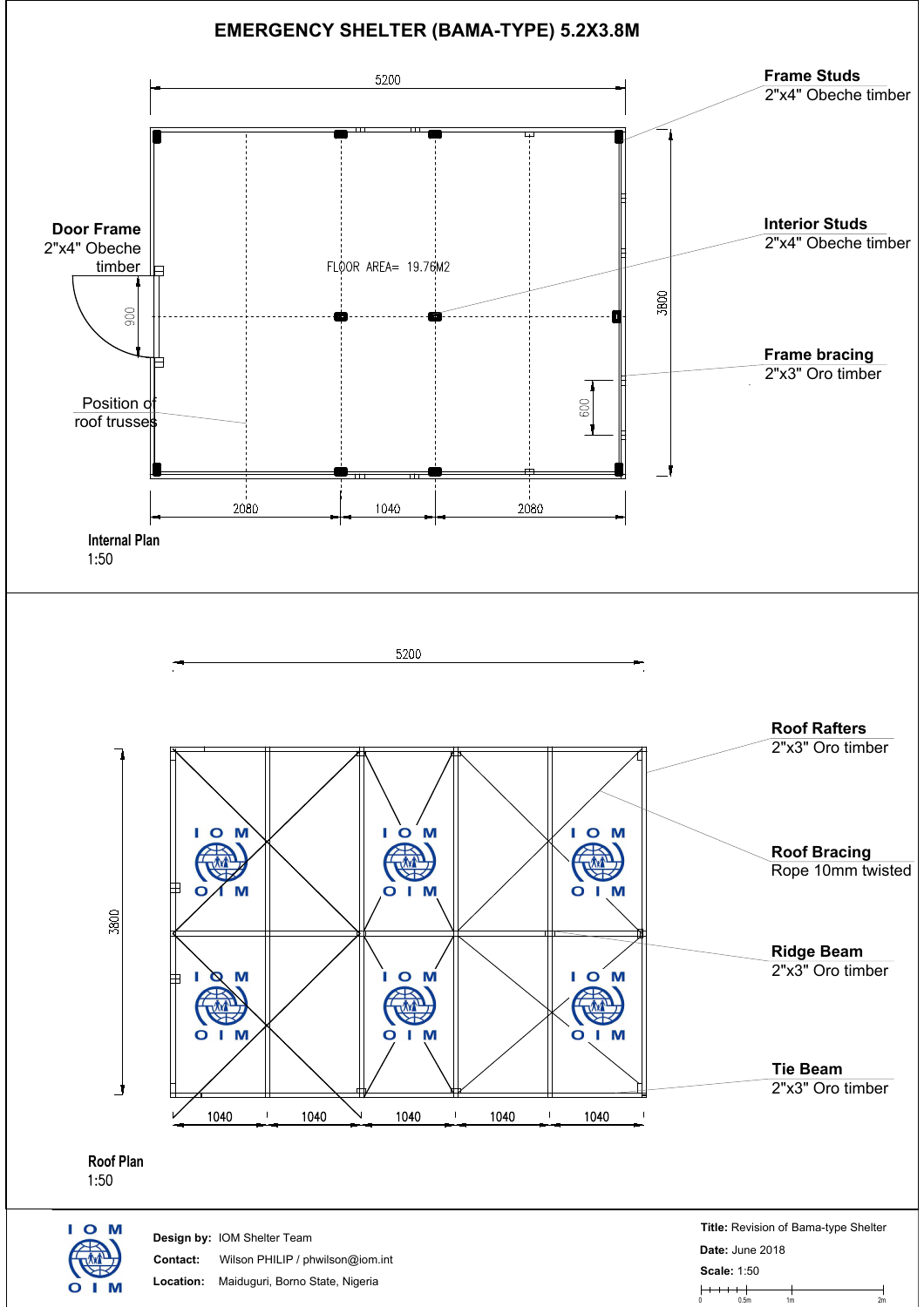# EMERGENCY SHELTER (BAMA-TYPE) 5.2X3.8M

5200

**Frame Studs**
2"x4" Obeche timber

**Interior Studs**
2"x4" Obeche timber

**Frame bracing**
2"x3" Oro timber

**Door Frame**
2"x4" Obeche timber

FLOOR AREA= 19.76M2

900

600

3800

Position of roof trusses

2080 1040 2080

**Internal Plan**
1:50

5200

**Roof Rafters**
2"x3" Oro timber

**Roof Bracing**
Rope 10mm twisted

**Ridge Beam**
2"x3" Oro timber

**Tie Beam**
2"x3" Oro timber

3800

I O M
O I M

1040 1040 1040 1040 1040

**Roof Plan**
1:50

I O M
O I M

**Design by:** IOM Shelter Team
**Contact:** Wilson PHILIP / phwilson@iom.int
**Location:** Maiduguri, Borno State, Nigeria

**Title:** Revision of Bama-type Shelter
**Date:** June 2018
**Scale:** 1:50

0 0.5m 1m 2m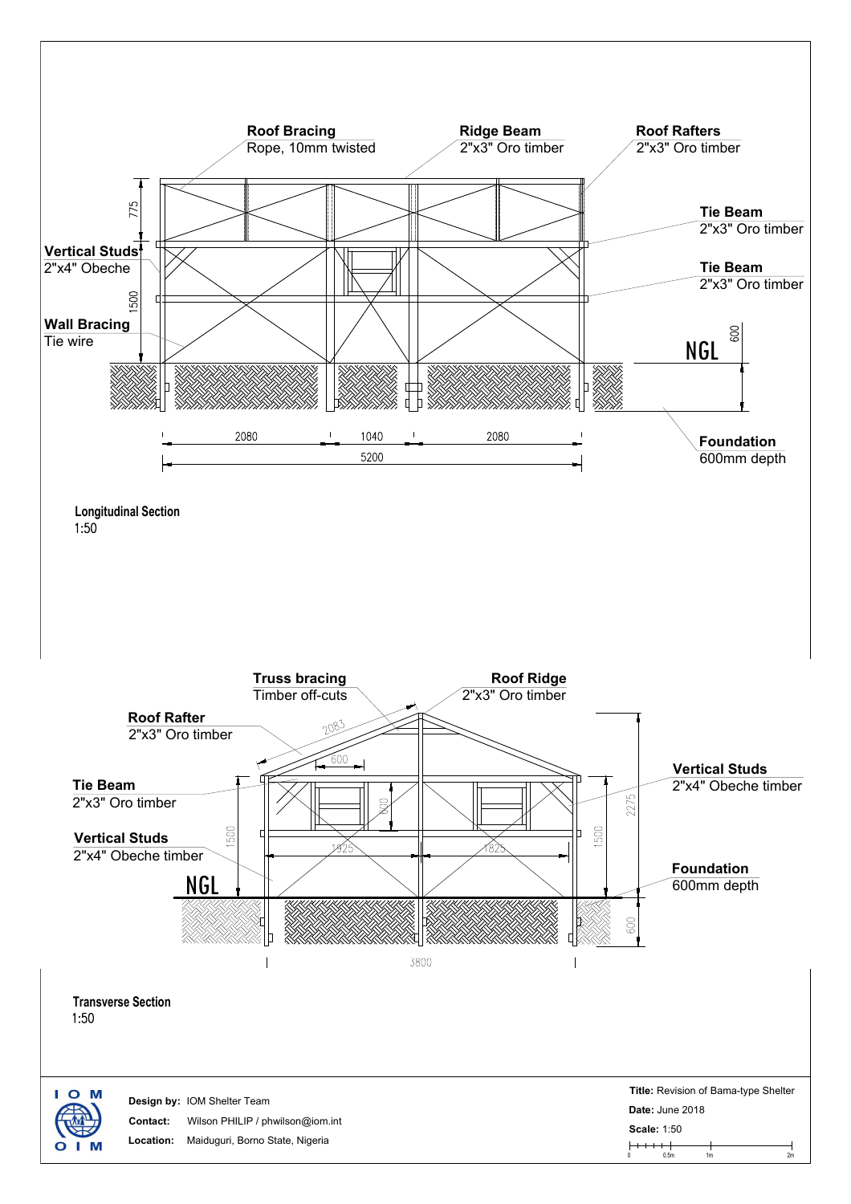Roof Bracing
Rope, 10mm twisted

Ridge Beam
2"x3" Oro timber

Roof Rafters
2"x3" Oro timber

Tie Beam
2"x3" Oro timber

Tie Beam
2"x3" Oro timber

Vertical Studs
2"x4" Obeche

Wall Bracing
Tie wire

775

1500

600

NGL

2080 1040 2080

5200

Foundation
600mm depth

**Longitudinal Section**
1:50

Truss bracing
Timber off-cuts

Roof Ridge
2"x3" Oro timber

Roof Rafter
2"x3" Oro timber

2083

600

Tie Beam
2"x3" Oro timber

Vertical Studs
2"x4" Obeche timber

Vertical Studs
2"x4" Obeche timber

800

1500

1925

1825

1500

2275

NGL

Foundation
600mm depth

600

3800

**Transverse Section**
1:50

**Design by:** IOM Shelter Team
**Contact:** Wilson PHILIP / phwilson@iom.int
**Location:** Maiduguri, Borno State, Nigeria

**Title:** Revision of Bama-type Shelter
**Date:** June 2018
**Scale:** 1:50

0 0.5m 1m 2m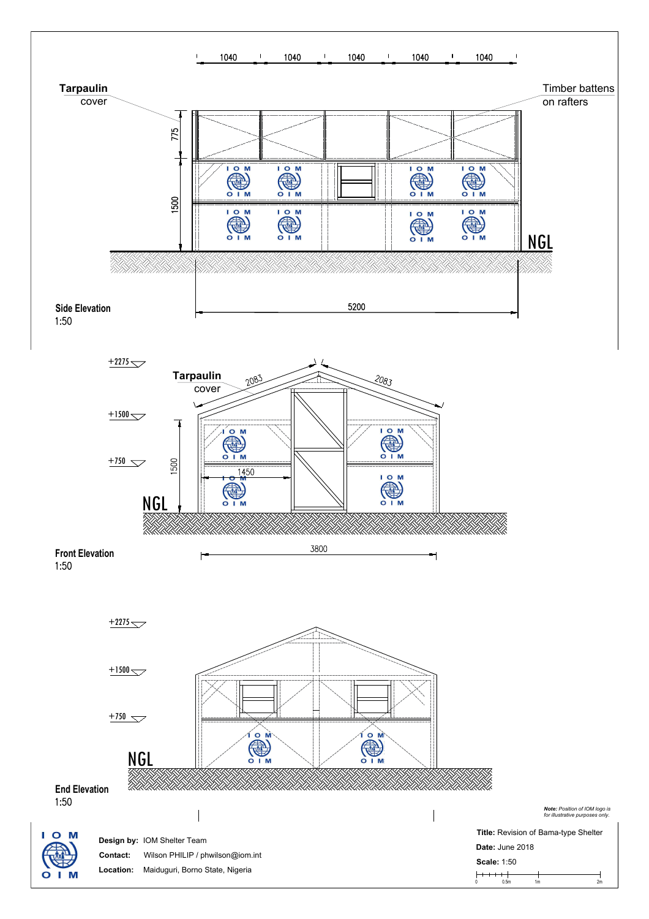1040 1040 1040 1040 1040

**Tarpaulin**
cover

Timber battens
on rafters

775

1500

NGL

5200

**Side Elevation**
1:50

+2275

**Tarpaulin**
cover

2083

2083

+1500

+750

1500

1450

NGL

3800

**Front Elevation**
1:50

+2275

+1500

+750

NGL

**End Elevation**
1:50

***Note:*** *Position of IOM logo is for illustrative purposes only.*

**Design by:** IOM Shelter Team

**Contact:** Wilson PHILIP / phwilson@iom.int

**Location:** Maiduguri, Borno State, Nigeria

**Title:** Revision of Bama-type Shelter

**Date:** June 2018

**Scale:** 1:50

0 0.5m 1m 2m